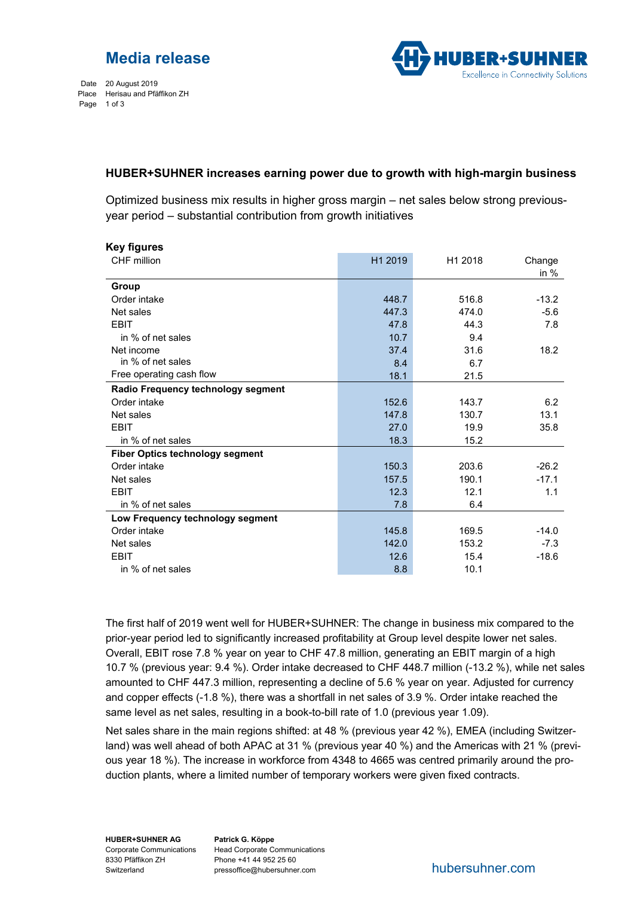# Media release

Date 20 August 2019
Place Herisau and Pfäffikon ZH

**HUBER+SUHNER increases earning power due to growth with high-margin business**

Optimized business mix results in higher gross margin – net sales below strong previous-year period – substantial contribution from growth initiatives

**Key figures**

| CHF million | H1 2019 | H1 2018 | Change in % |
|---|---|---|---|
| **Group** | | | |
| Order intake | 448.7 | 516.8 | -13.2 |
| Net sales | 447.3 | 474.0 | -5.6 |
| EBIT | 47.8 | 44.3 | 7.8 |
| in % of net sales | 10.7 | 9.4 | |
| Net income | 37.4 | 31.6 | 18.2 |
| in % of net sales | 8.4 | 6.7 | |
| Free operating cash flow | 18.1 | 21.5 | |
| **Radio Frequency technology segment** | | | |
| Order intake | 152.6 | 143.7 | 6.2 |
| Net sales | 147.8 | 130.7 | 13.1 |
| EBIT | 27.0 | 19.9 | 35.8 |
| in % of net sales | 18.3 | 15.2 | |
| **Fiber Optics technology segment** | | | |
| Order intake | 150.3 | 203.6 | -26.2 |
| Net sales | 157.5 | 190.1 | -17.1 |
| EBIT | 12.3 | 12.1 | 1.1 |
| in % of net sales | 7.8 | 6.4 | |
| **Low Frequency technology segment** | | | |
| Order intake | 145.8 | 169.5 | -14.0 |
| Net sales | 142.0 | 153.2 | -7.3 |
| EBIT | 12.6 | 15.4 | -18.6 |
| in % of net sales | 8.8 | 10.1 | |

The first half of 2019 went well for HUBER+SUHNER: The change in business mix compared to the prior-year period led to significantly increased profitability at Group level despite lower net sales. Overall, EBIT rose 7.8 % year on year to CHF 47.8 million, generating an EBIT margin of a high 10.7 % (previous year: 9.4 %). Order intake decreased to CHF 448.7 million (-13.2 %), while net sales amounted to CHF 447.3 million, representing a decline of 5.6 % year on year. Adjusted for currency and copper effects (-1.8 %), there was a shortfall in net sales of 3.9 %. Order intake reached the same level as net sales, resulting in a book-to-bill rate of 1.0 (previous year 1.09).

Net sales share in the main regions shifted: at 48 % (previous year 42 %), EMEA (including Switzerland) was well ahead of both APAC at 31 % (previous year 40 %) and the Americas with 21 % (previous year 18 %). The increase in workforce from 4348 to 4665 was centred primarily around the production plants, where a limited number of temporary workers were given fixed contracts.

**HUBER+SUHNER AG**
Corporate Communications
8330 Pfäffikon ZH
Switzerland

**Patrick G. Köppe**
Head Corporate Communications
Phone +41 44 952 25 60
pressoffice@hubersuhner.com

hubersuhner.com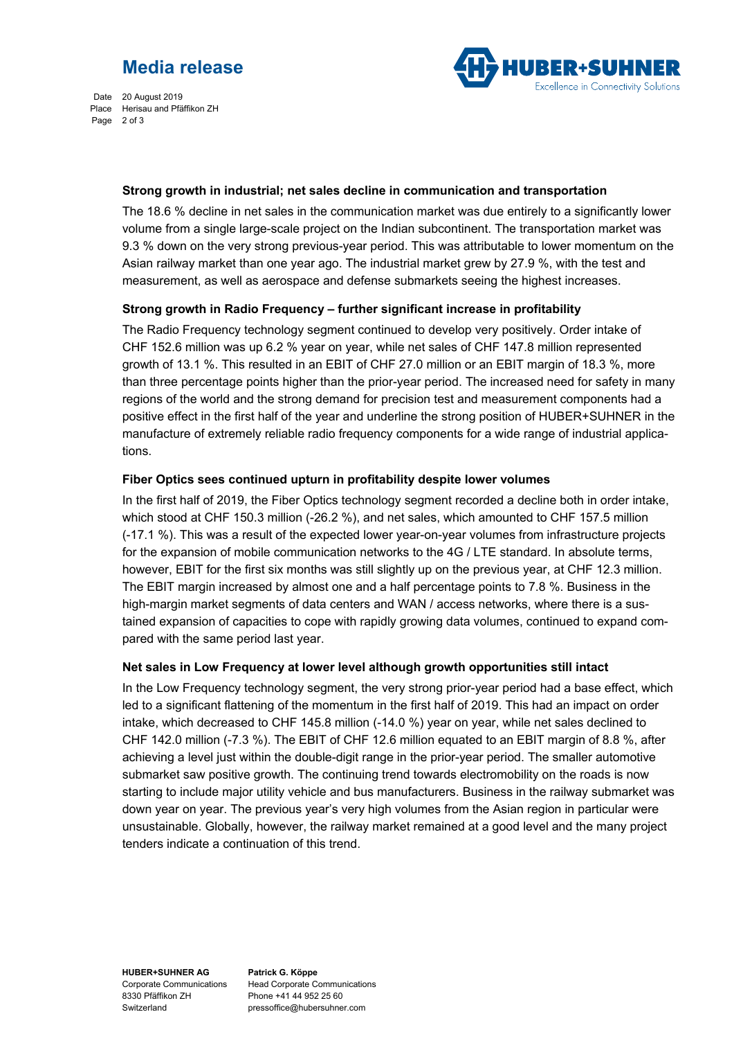### Strong growth in industrial; net sales decline in communication and transportation

The 18.6 % decline in net sales in the communication market was due entirely to a significantly lower volume from a single large-scale project on the Indian subcontinent. The transportation market was 9.3 % down on the very strong previous-year period. This was attributable to lower momentum on the Asian railway market than one year ago. The industrial market grew by 27.9 %, with the test and measurement, as well as aerospace and defense submarkets seeing the highest increases.

### Strong growth in Radio Frequency – further significant increase in profitability

The Radio Frequency technology segment continued to develop very positively. Order intake of CHF 152.6 million was up 6.2 % year on year, while net sales of CHF 147.8 million represented growth of 13.1 %. This resulted in an EBIT of CHF 27.0 million or an EBIT margin of 18.3 %, more than three percentage points higher than the prior-year period. The increased need for safety in many regions of the world and the strong demand for precision test and measurement components had a positive effect in the first half of the year and underline the strong position of HUBER+SUHNER in the manufacture of extremely reliable radio frequency components for a wide range of industrial applications.

### Fiber Optics sees continued upturn in profitability despite lower volumes

In the first half of 2019, the Fiber Optics technology segment recorded a decline both in order intake, which stood at CHF 150.3 million (-26.2 %), and net sales, which amounted to CHF 157.5 million (-17.1 %). This was a result of the expected lower year-on-year volumes from infrastructure projects for the expansion of mobile communication networks to the 4G / LTE standard. In absolute terms, however, EBIT for the first six months was still slightly up on the previous year, at CHF 12.3 million. The EBIT margin increased by almost one and a half percentage points to 7.8 %. Business in the high-margin market segments of data centers and WAN / access networks, where there is a sustained expansion of capacities to cope with rapidly growing data volumes, continued to expand compared with the same period last year.

### Net sales in Low Frequency at lower level although growth opportunities still intact

In the Low Frequency technology segment, the very strong prior-year period had a base effect, which led to a significant flattening of the momentum in the first half of 2019. This had an impact on order intake, which decreased to CHF 145.8 million (-14.0 %) year on year, while net sales declined to CHF 142.0 million (-7.3 %). The EBIT of CHF 12.6 million equated to an EBIT margin of 8.8 %, after achieving a level just within the double-digit range in the prior-year period. The smaller automotive submarket saw positive growth. The continuing trend towards electromobility on the roads is now starting to include major utility vehicle and bus manufacturers. Business in the railway submarket was down year on year. The previous year's very high volumes from the Asian region in particular were unsustainable. Globally, however, the railway market remained at a good level and the many project tenders indicate a continuation of this trend.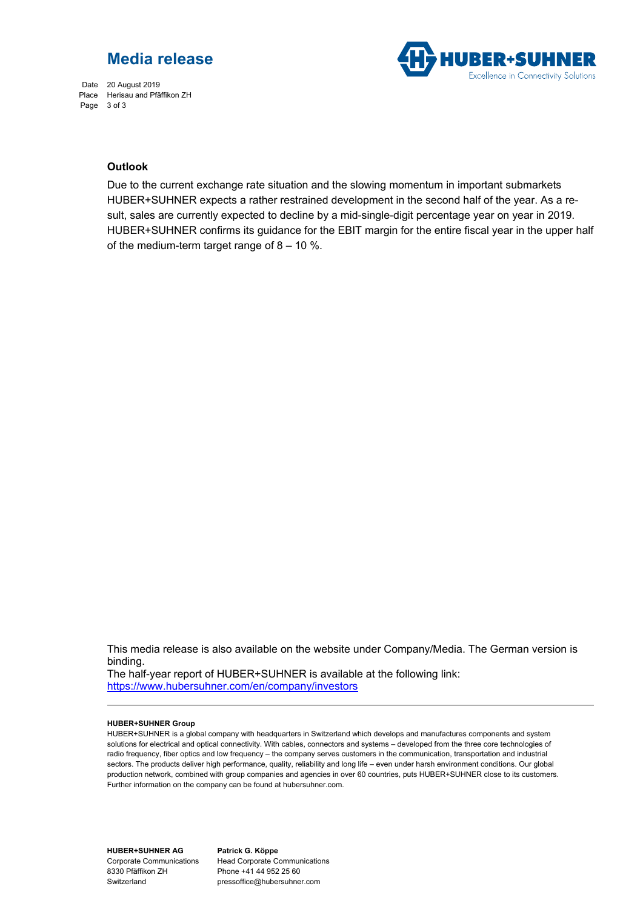### Outlook

Due to the current exchange rate situation and the slowing momentum in important submarkets HUBER+SUHNER expects a rather restrained development in the second half of the year. As a result, sales are currently expected to decline by a mid-single-digit percentage year on year in 2019. HUBER+SUHNER confirms its guidance for the EBIT margin for the entire fiscal year in the upper half of the medium-term target range of 8 – 10 %.

This media release is also available on the website under Company/Media. The German version is binding.
The half-year report of HUBER+SUHNER is available at the following link:
https://www.hubersuhner.com/en/company/investors

---

**HUBER+SUHNER Group**

HUBER+SUHNER is a global company with headquarters in Switzerland which develops and manufactures components and system solutions for electrical and optical connectivity. With cables, connectors and systems – developed from the three core technologies of radio frequency, fiber optics and low frequency – the company serves customers in the communication, transportation and industrial sectors. The products deliver high performance, quality, reliability and long life – even under harsh environment conditions. Our global production network, combined with group companies and agencies in over 60 countries, puts HUBER+SUHNER close to its customers. Further information on the company can be found at hubersuhner.com.

**HUBER+SUHNER AG**
Corporate Communications
8330 Pfäffikon ZH
Switzerland

**Patrick G. Köppe**
Head Corporate Communications
Phone +41 44 952 25 60
pressoffice@hubersuhner.com